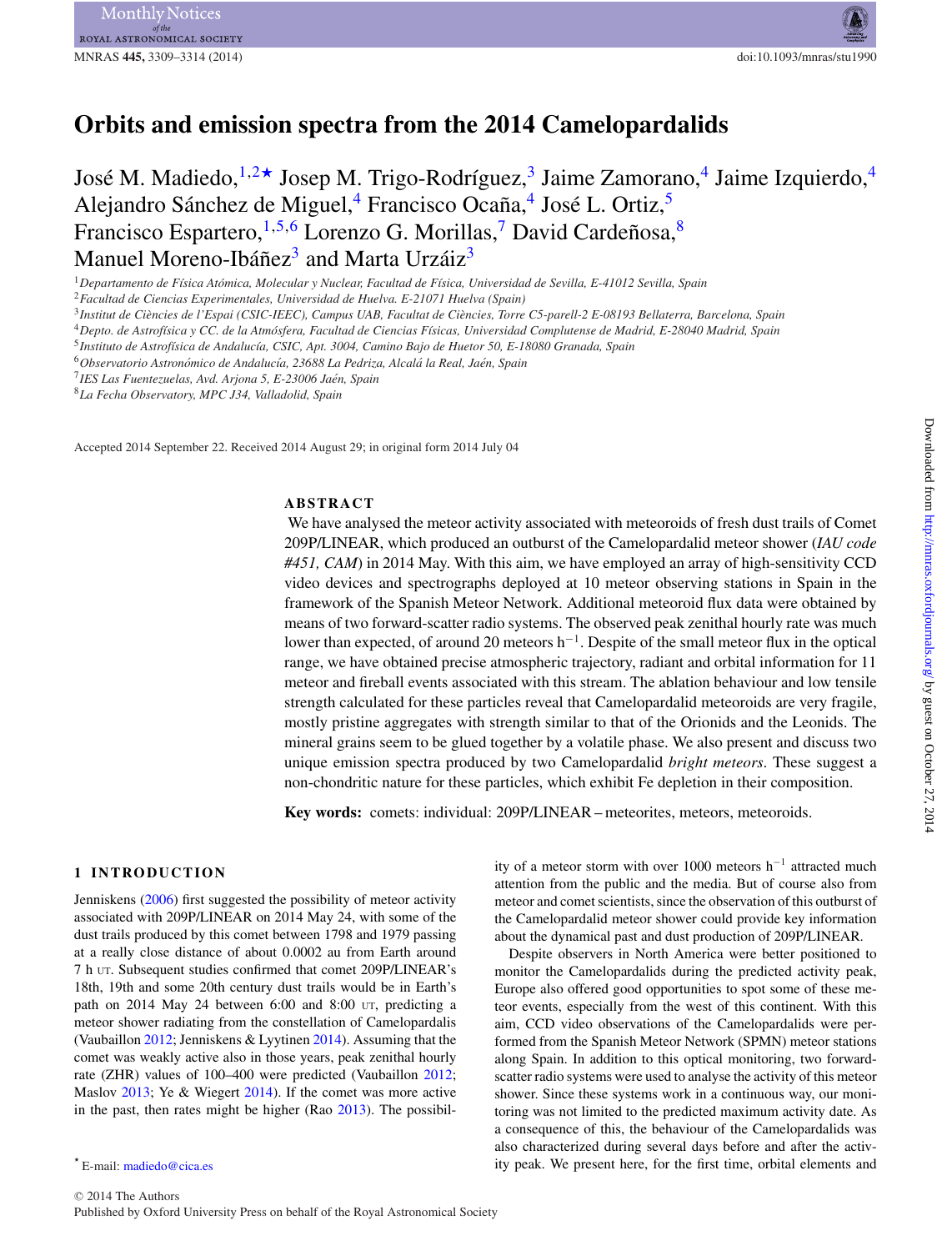# Orbits and emission spectra from the 2014 Camelopardalids

José M. Madiedo,[1,2★] Josep M. Trigo-Rodríguez,[3] Jaime Zamorano,[4] Jaime Izquierdo,[4] Alejandro Sánchez de Miguel,[4] Francisco Ocaña,[4] José L. Ortiz,[5] Francisco Espartero,[1,5,6] Lorenzo G. Morillas,[7] David Cardeñosa,[8] Manuel Moreno-Ibáñez[3] and Marta Urzáiz[3]

[1] *Departamento de Física Atómica, Molecular y Nuclear, Facultad de Física, Universidad de Sevilla, E-41012 Sevilla, Spain*
[2] *Facultad de Ciencias Experimentales, Universidad de Huelva. E-21071 Huelva (Spain)*
[3] *Institut de Ciències de l'Espai (CSIC-IEEC), Campus UAB, Facultat de Ciències, Torre C5-parell-2 E-08193 Bellaterra, Barcelona, Spain*
[4] *Depto. de Astrofísica y CC. de la Atmósfera, Facultad de Ciencias Físicas, Universidad Complutense de Madrid, E-28040 Madrid, Spain*
[5] *Instituto de Astrofísica de Andalucía, CSIC, Apt. 3004, Camino Bajo de Huetor 50, E-18080 Granada, Spain*
[6] *Observatorio Astronómico de Andalucía, 23688 La Pedriza, Alcalá la Real, Jaén, Spain*
[7] *IES Las Fuentezuelas, Avd. Arjona 5, E-23006 Jaén, Spain*
[8] *La Fecha Observatory, MPC J34, Valladolid, Spain*

Accepted 2014 September 22. Received 2014 August 29; in original form 2014 July 04

## ABSTRACT

We have analysed the meteor activity associated with meteoroids of fresh dust trails of Comet 209P/LINEAR, which produced an outburst of the Camelopardalid meteor shower (*IAU code #451, CAM*) in 2014 May. With this aim, we have employed an array of high-sensitivity CCD video devices and spectrographs deployed at 10 meteor observing stations in Spain in the framework of the Spanish Meteor Network. Additional meteoroid flux data were obtained by means of two forward-scatter radio systems. The observed peak zenithal hourly rate was much lower than expected, of around 20 meteors $h^{-1}$. Despite of the small meteor flux in the optical range, we have obtained precise atmospheric trajectory, radiant and orbital information for 11 meteor and fireball events associated with this stream. The ablation behaviour and low tensile strength calculated for these particles reveal that Camelopardalid meteoroids are very fragile, mostly pristine aggregates with strength similar to that of the Orionids and the Leonids. The mineral grains seem to be glued together by a volatile phase. We also present and discuss two unique emission spectra produced by two Camelopardalid *bright meteors*. These suggest a non-chondritic nature for these particles, which exhibit Fe depletion in their composition.

**Key words:** comets: individual: 209P/LINEAR – meteorites, meteors, meteoroids.

## 1 INTRODUCTION

Jenniskens (2006) first suggested the possibility of meteor activity associated with 209P/LINEAR on 2014 May 24, with some of the dust trails produced by this comet between 1798 and 1979 passing at a really close distance of about 0.0002 au from Earth around 7 h UT. Subsequent studies confirmed that comet 209P/LINEAR's 18th, 19th and some 20th century dust trails would be in Earth's path on 2014 May 24 between 6:00 and 8:00 UT, predicting a meteor shower radiating from the constellation of Camelopardalis (Vaubaillon 2012; Jenniskens & Lyytinen 2014). Assuming that the comet was weakly active also in those years, peak zenithal hourly rate (ZHR) values of 100–400 were predicted (Vaubaillon 2012; Maslov 2013; Ye & Wiegert 2014). If the comet was more active in the past, then rates might be higher (Rao 2013). The possibility of a meteor storm with over 1000 meteors $h^{-1}$ attracted much attention from the public and the media. But of course also from meteor and comet scientists, since the observation of this outburst of the Camelopardalid meteor shower could provide key information about the dynamical past and dust production of 209P/LINEAR.

Despite observers in North America were better positioned to monitor the Camelopardalids during the predicted activity peak, Europe also offered good opportunities to spot some of these meteor events, especially from the west of this continent. With this aim, CCD video observations of the Camelopardalids were performed from the Spanish Meteor Network (SPMN) meteor stations along Spain. In addition to this optical monitoring, two forward-scatter radio systems were used to analyse the activity of this meteor shower. Since these systems work in a continuous way, our monitoring was not limited to the predicted maximum activity date. As a consequence of this, the behaviour of the Camelopardalids was also characterized during several days before and after the activity peak. We present here, for the first time, orbital elements and

★ E-mail: madiedo@cica.es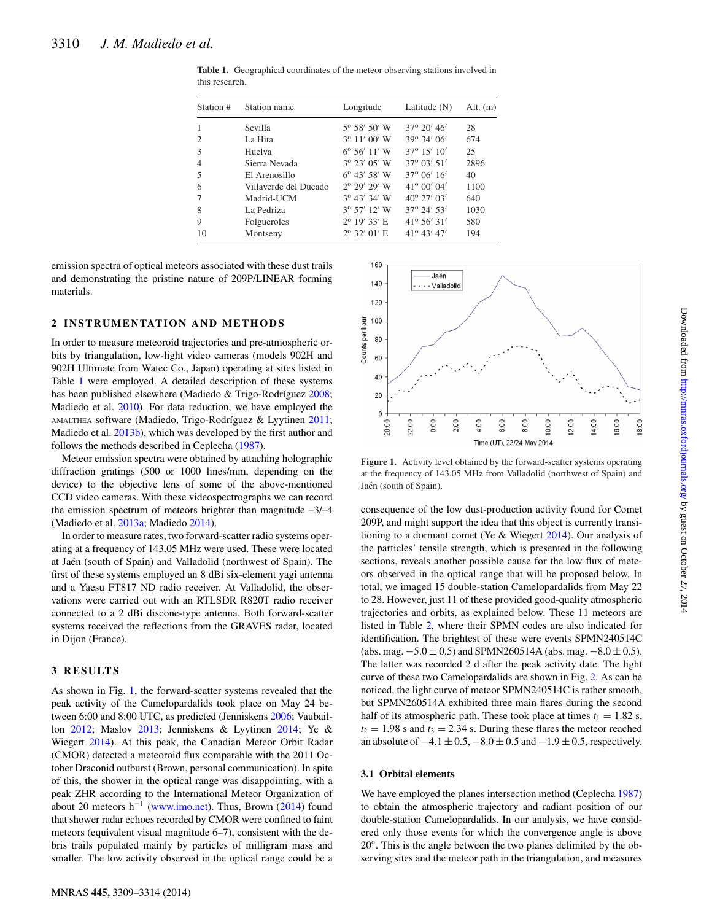**Table 1.** Geographical coordinates of the meteor observing stations involved in this research.

| Station # | Station name | Longitude | Latitude (N) | Alt. (m) |
|---|---|---|---|---|
| 1 | Sevilla | 5° 58′ 50′ W | 37° 20′ 46′ | 28 |
| 2 | La Hita | 3° 11′ 00′ W | 39° 34′ 06′ | 674 |
| 3 | Huelva | 6° 56′ 11′ W | 37° 15′ 10′ | 25 |
| 4 | Sierra Nevada | 3° 23′ 05′ W | 37° 03′ 51′ | 2896 |
| 5 | El Arenosillo | 6° 43′ 58′ W | 37° 06′ 16′ | 40 |
| 6 | Villaverde del Ducado | 2° 29′ 29′ W | 41° 00′ 04′ | 1100 |
| 7 | Madrid-UCM | 3° 43′ 34′ W | 40° 27′ 03′ | 640 |
| 8 | La Pedriza | 3° 57′ 12′ W | 37° 24′ 53′ | 1030 |
| 9 | Folgueroles | 2° 19′ 33′ E | 41° 56′ 31′ | 580 |
| 10 | Montseny | 2° 32′ 01′ E | 41° 43′ 47′ | 194 |

emission spectra of optical meteors associated with these dust trails and demonstrating the pristine nature of 209P/LINEAR forming materials.

## 2 INSTRUMENTATION AND METHODS

In order to measure meteoroid trajectories and pre-atmospheric orbits by triangulation, low-light video cameras (models 902H and 902H Ultimate from Watec Co., Japan) operating at sites listed in Table 1 were employed. A detailed description of these systems has been published elsewhere (Madiedo & Trigo-Rodríguez 2008; Madiedo et al. 2010). For data reduction, we have employed the AMALTHEA software (Madiedo, Trigo-Rodríguez & Lyytinen 2011; Madiedo et al. 2013b), which was developed by the first author and follows the methods described in Ceplecha (1987).

Meteor emission spectra were obtained by attaching holographic diffraction gratings (500 or 1000 lines/mm, depending on the device) to the objective lens of some of the above-mentioned CCD video cameras. With these videospectrographs we can record the emission spectrum of meteors brighter than magnitude –3/–4 (Madiedo et al. 2013a; Madiedo 2014).

In order to measure rates, two forward-scatter radio systems operating at a frequency of 143.05 MHz were used. These were located at Jaén (south of Spain) and Valladolid (northwest of Spain). The first of these systems employed an 8 dBi six-element yagi antenna and a Yaesu FT817 ND radio receiver. At Valladolid, the observations were carried out with an RTLSDR R820T radio receiver connected to a 2 dBi discone-type antenna. Both forward-scatter systems received the reflections from the GRAVES radar, located in Dijon (France).

## 3 RESULTS

As shown in Fig. 1, the forward-scatter systems revealed that the peak activity of the Camelopardalids took place on May 24 between 6:00 and 8:00 UTC, as predicted (Jenniskens 2006; Vaubaillon 2012; Maslov 2013; Jenniskens & Lyytinen 2014; Ye & Wiegert 2014). At this peak, the Canadian Meteor Orbit Radar (CMOR) detected a meteoroid flux comparable with the 2011 October Draconid outburst (Brown, personal communication). In spite of this, the shower in the optical range was disappointing, with a peak ZHR according to the International Meteor Organization of about 20 meteors h$^{-1}$ (www.imo.net). Thus, Brown (2014) found that shower radar echoes recorded by CMOR were confined to faint meteors (equivalent visual magnitude 6–7), consistent with the debris trails populated mainly by particles of milligram mass and smaller. The low activity observed in the optical range could be a consequence of the low dust-production activity found for Comet 209P, and might support the idea that this object is currently transitioning to a dormant comet (Ye & Wiegert 2014). Our analysis of the particles' tensile strength, which is presented in the following sections, reveals another possible cause for the low flux of meteors observed in the optical range that will be proposed below. In total, we imaged 15 double-station Camelopardalids from May 22 to 28. However, just 11 of these provided good-quality atmospheric trajectories and orbits, as explained below. These 11 meteors are listed in Table 2, where their SPMN codes are also indicated for identification. The brightest of these were events SPMN240514C (abs. mag. $-5.0 \pm 0.5$) and SPMN260514A (abs. mag. $-8.0 \pm 0.5$). The latter was recorded 2 d after the peak activity date. The light curve of these two Camelopardalids are shown in Fig. 2. As can be noticed, the light curve of meteor SPMN240514C is rather smooth, but SPMN260514A exhibited three main flares during the second half of its atmospheric path. These took place at times $t_1 = 1.82$ s, $t_2 = 1.98$ s and $t_3 = 2.34$ s. During these flares the meteor reached an absolute of $-4.1 \pm 0.5$, $-8.0 \pm 0.5$ and $-1.9 \pm 0.5$, respectively.

**Figure 1.** Activity level obtained by the forward-scatter systems operating at the frequency of 143.05 MHz from Valladolid (northwest of Spain) and Jaén (south of Spain).

### 3.1 Orbital elements

We have employed the planes intersection method (Ceplecha 1987) to obtain the atmospheric trajectory and radiant position of our double-station Camelopardalids. In our analysis, we have considered only those events for which the convergence angle is above 20°. This is the angle between the two planes delimited by the observing sites and the meteor path in the triangulation, and measures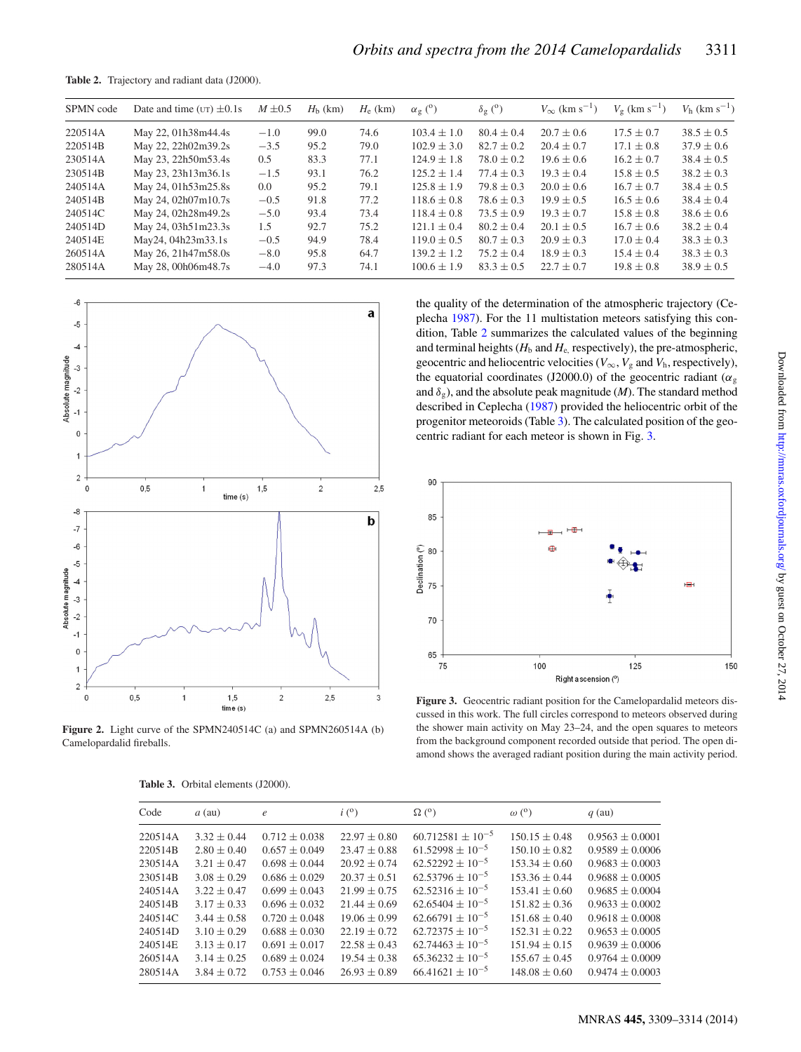**Table 2.** Trajectory and radiant data (J2000).

| SPMN code | Date and time (UT) ±0.1s | $M$ ±0.5 | $H_b$ (km) | $H_e$ (km) | $\alpha_g$ (°) | $\delta_g$ (°) | $V_\infty$ (km s$^{-1}$) | $V_g$ (km s$^{-1}$) | $V_h$ (km s$^{-1}$) |
|---|---|---|---|---|---|---|---|---|---|
| 220514A | May 22, 01h38m44.4s | −1.0 | 99.0 | 74.6 | 103.4 ± 1.0 | 80.4 ± 0.4 | 20.7 ± 0.6 | 17.5 ± 0.7 | 38.5 ± 0.5 |
| 220514B | May 22, 22h02m39.2s | −3.5 | 95.2 | 79.0 | 102.9 ± 3.0 | 82.7 ± 0.2 | 20.4 ± 0.7 | 17.1 ± 0.8 | 37.9 ± 0.6 |
| 230514A | May 23, 22h50m53.4s | 0.5 | 83.3 | 77.1 | 124.9 ± 1.8 | 78.0 ± 0.2 | 19.6 ± 0.6 | 16.2 ± 0.7 | 38.4 ± 0.5 |
| 230514B | May 23, 23h13m36.1s | −1.5 | 93.1 | 76.2 | 125.2 ± 1.4 | 77.4 ± 0.3 | 19.3 ± 0.4 | 15.8 ± 0.5 | 38.2 ± 0.3 |
| 240514A | May 24, 01h53m25.8s | 0.0 | 95.2 | 79.1 | 125.8 ± 1.9 | 79.8 ± 0.3 | 20.0 ± 0.6 | 16.7 ± 0.7 | 38.4 ± 0.5 |
| 240514B | May 24, 02h07m10.7s | −0.5 | 91.8 | 77.2 | 118.6 ± 0.8 | 78.6 ± 0.3 | 19.9 ± 0.5 | 16.5 ± 0.6 | 38.4 ± 0.4 |
| 240514C | May 24, 02h28m49.2s | −5.0 | 93.4 | 73.4 | 118.4 ± 0.8 | 73.5 ± 0.9 | 19.3 ± 0.7 | 15.8 ± 0.8 | 38.6 ± 0.6 |
| 240514D | May 24, 03h51m23.3s | 1.5 | 92.7 | 75.2 | 121.1 ± 0.4 | 80.2 ± 0.4 | 20.1 ± 0.5 | 16.7 ± 0.6 | 38.2 ± 0.4 |
| 240514E | May24, 04h23m33.1s | −0.5 | 94.9 | 78.4 | 119.0 ± 0.5 | 80.7 ± 0.3 | 20.9 ± 0.3 | 17.0 ± 0.4 | 38.3 ± 0.3 |
| 260514A | May 26, 21h47m58.0s | −8.0 | 95.8 | 64.7 | 139.2 ± 1.2 | 75.2 ± 0.4 | 18.9 ± 0.3 | 15.4 ± 0.4 | 38.3 ± 0.3 |
| 280514A | May 28, 00h06m48.7s | −4.0 | 97.3 | 74.1 | 100.6 ± 1.9 | 83.3 ± 0.5 | 22.7 ± 0.7 | 19.8 ± 0.8 | 38.9 ± 0.5 |

**Figure 2.** Light curve of the SPMN240514C (a) and SPMN260514A (b) Camelopardalid fireballs.

the quality of the determination of the atmospheric trajectory (Ceplecha 1987). For the 11 multistation meteors satisfying this condition, Table 2 summarizes the calculated values of the beginning and terminal heights ($H_b$ and $H_e$, respectively), the pre-atmospheric, geocentric and heliocentric velocities ($V_\infty$, $V_g$ and $V_h$, respectively), the equatorial coordinates (J2000.0) of the geocentric radiant ($\alpha_g$ and $\delta_g$), and the absolute peak magnitude ($M$). The standard method described in Ceplecha (1987) provided the heliocentric orbit of the progenitor meteoroids (Table 3). The calculated position of the geocentric radiant for each meteor is shown in Fig. 3.

**Figure 3.** Geocentric radiant position for the Camelopardalid meteors discussed in this work. The full circles correspond to meteors observed during the shower main activity on May 23–24, and the open squares to meteors from the background component recorded outside that period. The open diamond shows the averaged radiant position during the main activity period.

**Table 3.** Orbital elements (J2000).

| Code | $a$ (au) | $e$ | $i$ (°) | $\Omega$ (°) | $\omega$ (°) | $q$ (au) |
|---|---|---|---|---|---|---|
| 220514A | 3.32 ± 0.44 | 0.712 ± 0.038 | 22.97 ± 0.80 | 60.712581 ± $10^{-5}$ | 150.15 ± 0.48 | 0.9563 ± 0.0001 |
| 220514B | 2.80 ± 0.40 | 0.657 ± 0.049 | 23.47 ± 0.88 | 61.52998 ± $10^{-5}$ | 150.10 ± 0.82 | 0.9589 ± 0.0006 |
| 230514A | 3.21 ± 0.47 | 0.698 ± 0.044 | 20.92 ± 0.74 | 62.52292 ± $10^{-5}$ | 153.34 ± 0.60 | 0.9683 ± 0.0003 |
| 230514B | 3.08 ± 0.29 | 0.686 ± 0.029 | 20.37 ± 0.51 | 62.53796 ± $10^{-5}$ | 153.36 ± 0.44 | 0.9688 ± 0.0005 |
| 240514A | 3.22 ± 0.47 | 0.699 ± 0.043 | 21.99 ± 0.75 | 62.52316 ± $10^{-5}$ | 153.41 ± 0.60 | 0.9685 ± 0.0004 |
| 240514B | 3.17 ± 0.33 | 0.696 ± 0.032 | 21.44 ± 0.69 | 62.65404 ± $10^{-5}$ | 151.82 ± 0.36 | 0.9633 ± 0.0002 |
| 240514C | 3.44 ± 0.58 | 0.720 ± 0.048 | 19.06 ± 0.99 | 62.66791 ± $10^{-5}$ | 151.68 ± 0.40 | 0.9618 ± 0.0008 |
| 240514D | 3.10 ± 0.29 | 0.688 ± 0.030 | 22.19 ± 0.72 | 62.72375 ± $10^{-5}$ | 152.31 ± 0.22 | 0.9653 ± 0.0005 |
| 240514E | 3.13 ± 0.17 | 0.691 ± 0.017 | 22.58 ± 0.43 | 62.74463 ± $10^{-5}$ | 151.94 ± 0.15 | 0.9639 ± 0.0006 |
| 260514A | 3.14 ± 0.25 | 0.689 ± 0.024 | 19.54 ± 0.38 | 65.36232 ± $10^{-5}$ | 155.67 ± 0.45 | 0.9764 ± 0.0009 |
| 280514A | 3.84 ± 0.72 | 0.753 ± 0.046 | 26.93 ± 0.89 | 66.41621 ± $10^{-5}$ | 148.08 ± 0.60 | 0.9474 ± 0.0003 |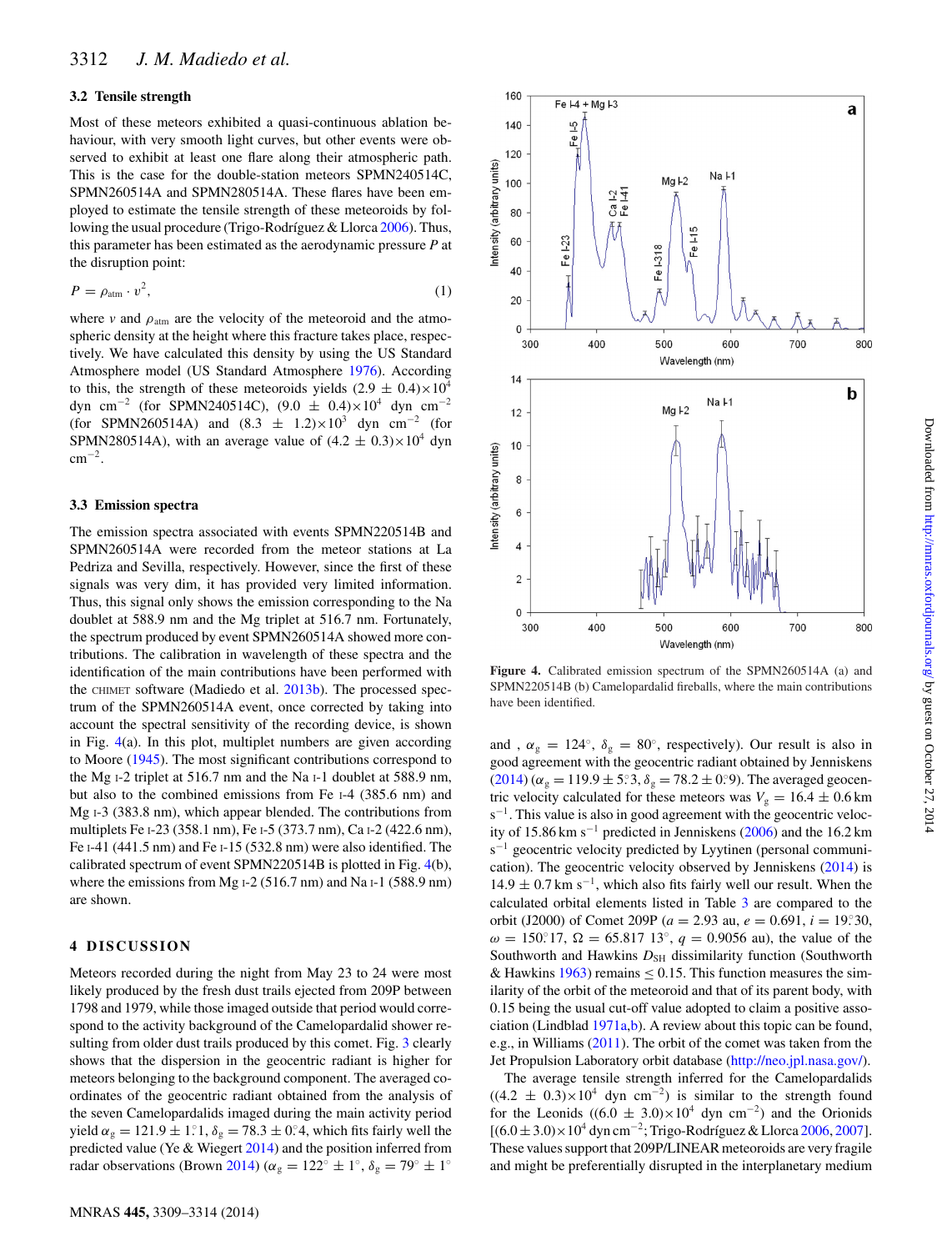### 3.2 Tensile strength

Most of these meteors exhibited a quasi-continuous ablation behaviour, with very smooth light curves, but other events were observed to exhibit at least one flare along their atmospheric path. This is the case for the double-station meteors SPMN240514C, SPMN260514A and SPMN280514A. These flares have been employed to estimate the tensile strength of these meteoroids by following the usual procedure (Trigo-Rodríguez & Llorca 2006). Thus, this parameter has been estimated as the aerodynamic pressure $P$ at the disruption point:

$$P = \rho_{\mathrm{atm}} \cdot v^2, \quad (1)$$

where $v$ and $\rho_{\mathrm{atm}}$ are the velocity of the meteoroid and the atmospheric density at the height where this fracture takes place, respectively. We have calculated this density by using the US Standard Atmosphere model (US Standard Atmosphere 1976). According to this, the strength of these meteoroids yields $(2.9 \pm 0.4)\times10^4$ dyn cm$^{-2}$ (for SPMN240514C), $(9.0 \pm 0.4)\times10^4$ dyn cm$^{-2}$ (for SPMN260514A) and $(8.3 \pm 1.2)\times10^3$ dyn cm$^{-2}$ (for SPMN280514A), with an average value of $(4.2 \pm 0.3)\times10^4$ dyn cm$^{-2}$.

### 3.3 Emission spectra

The emission spectra associated with events SPMN220514B and SPMN260514A were recorded from the meteor stations at La Pedriza and Sevilla, respectively. However, since the first of these signals was very dim, it has provided very limited information. Thus, this signal only shows the emission corresponding to the Na doublet at 588.9 nm and the Mg triplet at 516.7 nm. Fortunately, the spectrum produced by event SPMN260514A showed more contributions. The calibration in wavelength of these spectra and the identification of the main contributions have been performed with the CHIMET software (Madiedo et al. 2013b). The processed spectrum of the SPMN260514A event, once corrected by taking into account the spectral sensitivity of the recording device, is shown in Fig. 4(a). In this plot, multiplet numbers are given according to Moore (1945). The most significant contributions correspond to the Mg I-2 triplet at 516.7 nm and the Na I-1 doublet at 588.9 nm, but also to the combined emissions from Fe I-4 (385.6 nm) and Mg I-3 (383.8 nm), which appear blended. The contributions from multiplets Fe I-23 (358.1 nm), Fe I-5 (373.7 nm), Ca I-2 (422.6 nm), Fe I-41 (441.5 nm) and Fe I-15 (532.8 nm) were also identified. The calibrated spectrum of event SPMN220514B is plotted in Fig. 4(b), where the emissions from Mg I-2 (516.7 nm) and Na I-1 (588.9 nm) are shown.

Figure 4. Calibrated emission spectrum of the SPMN260514A (a) and SPMN220514B (b) Camelopardalid fireballs, where the main contributions have been identified.

## 4 DISCUSSION

Meteors recorded during the night from May 23 to 24 were most likely produced by the fresh dust trails ejected from 209P between 1798 and 1979, while those imaged outside that period would correspond to the activity background of the Camelopardalid shower resulting from older dust trails produced by this comet. Fig. 3 clearly shows that the dispersion in the geocentric radiant is higher for meteors belonging to the background component. The averaged coordinates of the geocentric radiant obtained from the analysis of the seven Camelopardalids imaged during the main activity period yield $\alpha_g = 121.9 \pm 1.^{\circ}1$, $\delta_g = 78.3 \pm 0.^{\circ}4$, which fits fairly well the predicted value (Ye & Wiegert 2014) and the position inferred from radar observations (Brown 2014) ($\alpha_g = 122^{\circ} \pm 1^{\circ}$, $\delta_g = 79^{\circ} \pm 1^{\circ}$ and , $\alpha_g = 124^{\circ}$, $\delta_g = 80^{\circ}$, respectively). Our result is also in good agreement with the geocentric radiant obtained by Jenniskens (2014) ($\alpha_g = 119.9 \pm 5.^{\circ}3$, $\delta_g = 78.2 \pm 0.^{\circ}9$). The averaged geocentric velocity calculated for these meteors was $V_g = 16.4 \pm 0.6$ km s$^{-1}$. This value is also in good agreement with the geocentric velocity of 15.86 km s$^{-1}$ predicted in Jenniskens (2006) and the 16.2 km s$^{-1}$ geocentric velocity predicted by Lyytinen (personal communication). The geocentric velocity observed by Jenniskens (2014) is $14.9 \pm 0.7$ km s$^{-1}$, which also fits fairly well our result. When the calculated orbital elements listed in Table 3 are compared to the orbit (J2000) of Comet 209P ($a = 2.93$ au, $e = 0.691$, $i = 19.^{\circ}30$, $\omega = 150.^{\circ}17$, $\Omega = 65.817\ 13^{\circ}$, $q = 0.9056$ au), the value of the Southworth and Hawkins $D_{\mathrm{SH}}$ dissimilarity function (Southworth & Hawkins 1963) remains $\leq 0.15$. This function measures the similarity of the orbit of the meteoroid and that of its parent body, with 0.15 being the usual cut-off value adopted to claim a positive association (Lindblad 1971a,b). A review about this topic can be found, e.g., in Williams (2011). The orbit of the comet was taken from the Jet Propulsion Laboratory orbit database (http://neo.jpl.nasa.gov/).

The average tensile strength inferred for the Camelopardalids ($(4.2 \pm 0.3)\times10^4$ dyn cm$^{-2}$) is similar to the strength found for the Leonids ($(6.0 \pm 3.0)\times10^4$ dyn cm$^{-2}$) and the Orionids [$(6.0 \pm 3.0)\times10^4$ dyn cm$^{-2}$; Trigo-Rodríguez & Llorca 2006, 2007]. These values support that 209P/LINEAR meteoroids are very fragile and might be preferentially disrupted in the interplanetary medium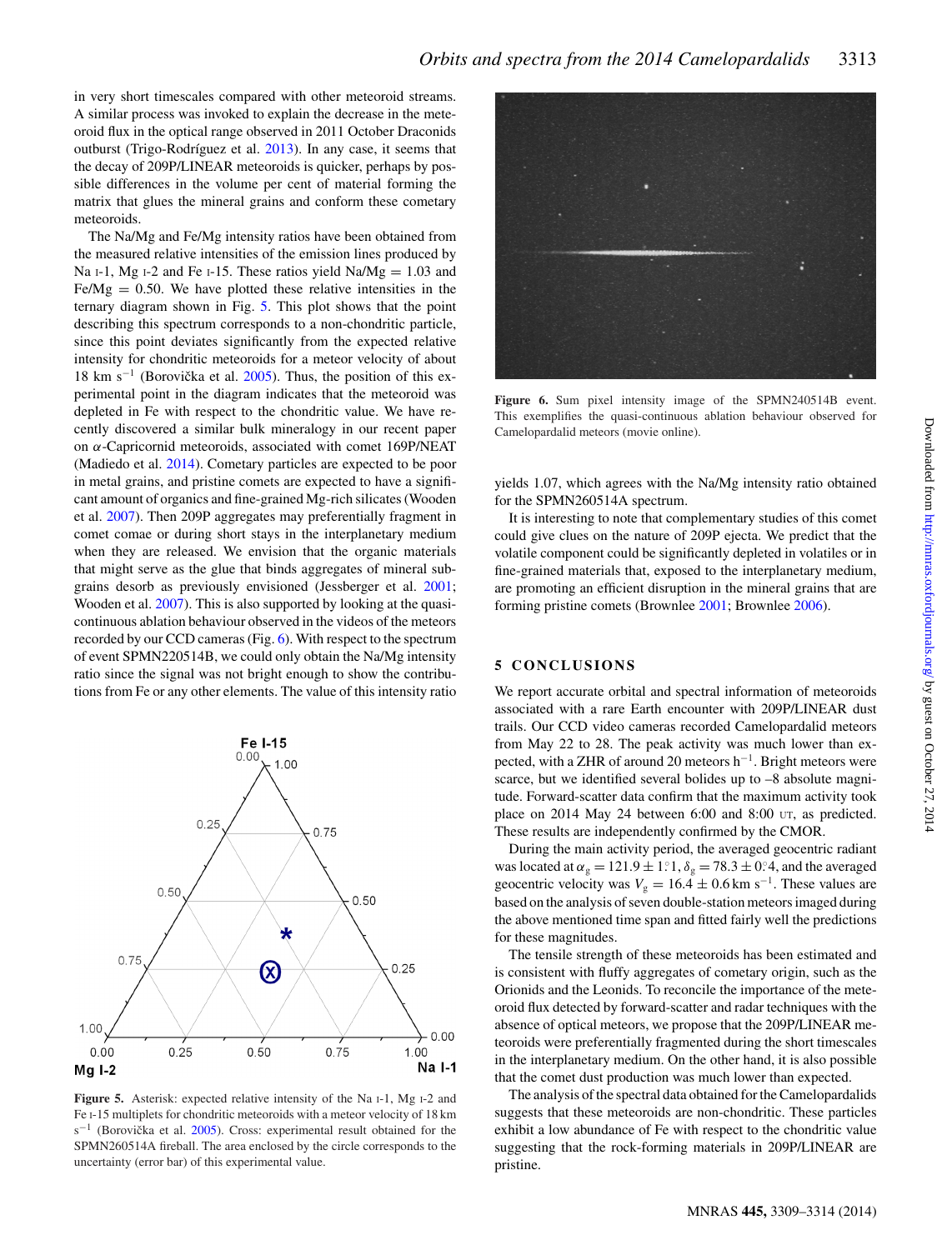in very short timescales compared with other meteoroid streams. A similar process was invoked to explain the decrease in the meteoroid flux in the optical range observed in 2011 October Draconids outburst (Trigo-Rodríguez et al. 2013). In any case, it seems that the decay of 209P/LINEAR meteoroids is quicker, perhaps by possible differences in the volume per cent of material forming the matrix that glues the mineral grains and conform these cometary meteoroids.

The Na/Mg and Fe/Mg intensity ratios have been obtained from the measured relative intensities of the emission lines produced by Na I-1, Mg I-2 and Fe I-15. These ratios yield Na/Mg = 1.03 and Fe/Mg = 0.50. We have plotted these relative intensities in the ternary diagram shown in Fig. 5. This plot shows that the point describing this spectrum corresponds to a non-chondritic particle, since this point deviates significantly from the expected relative intensity for chondritic meteoroids for a meteor velocity of about 18 km $\mathrm{s}^{-1}$ (Borovička et al. 2005). Thus, the position of this experimental point in the diagram indicates that the meteoroid was depleted in Fe with respect to the chondritic value. We have recently discovered a similar bulk mineralogy in our recent paper on $\alpha$-Capricornid meteoroids, associated with comet 169P/NEAT (Madiedo et al. 2014). Cometary particles are expected to be poor in metal grains, and pristine comets are expected to have a significant amount of organics and fine-grained Mg-rich silicates (Wooden et al. 2007). Then 209P aggregates may preferentially fragment in comet comae or during short stays in the interplanetary medium when they are released. We envision that the organic materials that might serve as the glue that binds aggregates of mineral subgrains desorb as previously envisioned (Jessberger et al. 2001; Wooden et al. 2007). This is also supported by looking at the quasi-continuous ablation behaviour observed in the videos of the meteors recorded by our CCD cameras (Fig. 6). With respect to the spectrum of event SPMN220514B, we could only obtain the Na/Mg intensity ratio since the signal was not bright enough to show the contributions from Fe or any other elements. The value of this intensity ratio yields 1.07, which agrees with the Na/Mg intensity ratio obtained for the SPMN260514A spectrum.

It is interesting to note that complementary studies of this comet could give clues on the nature of 209P ejecta. We predict that the volatile component could be significantly depleted in volatiles or in fine-grained materials that, exposed to the interplanetary medium, are promoting an efficient disruption in the mineral grains that are forming pristine comets (Brownlee 2001; Brownlee 2006).

**Figure 5.** Asterisk: expected relative intensity of the Na I-1, Mg I-2 and Fe I-15 multiplets for chondritic meteoroids with a meteor velocity of 18 km $\mathrm{s}^{-1}$ (Borovička et al. 2005). Cross: experimental result obtained for the SPMN260514A fireball. The area enclosed by the circle corresponds to the uncertainty (error bar) of this experimental value.

**Figure 6.** Sum pixel intensity image of the SPMN240514B event. This exemplifies the quasi-continuous ablation behaviour observed for Camelopardalid meteors (movie online).

## 5 CONCLUSIONS

We report accurate orbital and spectral information of meteoroids associated with a rare Earth encounter with 209P/LINEAR dust trails. Our CCD video cameras recorded Camelopardalid meteors from May 22 to 28. The peak activity was much lower than expected, with a ZHR of around 20 meteors $\mathrm{h}^{-1}$. Bright meteors were scarce, but we identified several bolides up to –8 absolute magnitude. Forward-scatter data confirm that the maximum activity took place on 2014 May 24 between 6:00 and 8:00 UT, as predicted. These results are independently confirmed by the CMOR.

During the main activity period, the averaged geocentric radiant was located at $\alpha_g = 121.9 \pm 1.^{\circ}1$, $\delta_g = 78.3 \pm 0.^{\circ}4$, and the averaged geocentric velocity was $V_g = 16.4 \pm 0.6$ km $\mathrm{s}^{-1}$. These values are based on the analysis of seven double-station meteors imaged during the above mentioned time span and fitted fairly well the predictions for these magnitudes.

The tensile strength of these meteoroids has been estimated and is consistent with fluffy aggregates of cometary origin, such as the Orionids and the Leonids. To reconcile the importance of the meteoroid flux detected by forward-scatter and radar techniques with the absence of optical meteors, we propose that the 209P/LINEAR meteoroids were preferentially fragmented during the short timescales in the interplanetary medium. On the other hand, it is also possible that the comet dust production was much lower than expected.

The analysis of the spectral data obtained for the Camelopardalids suggests that these meteoroids are non-chondritic. These particles exhibit a low abundance of Fe with respect to the chondritic value suggesting that the rock-forming materials in 209P/LINEAR are pristine.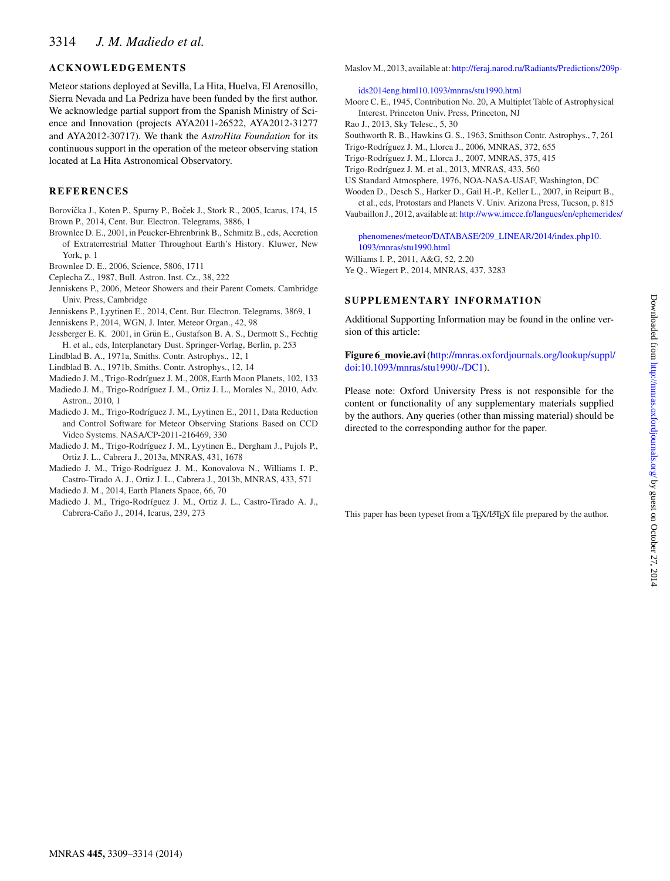## ACKNOWLEDGEMENTS

Meteor stations deployed at Sevilla, La Hita, Huelva, El Arenosillo, Sierra Nevada and La Pedriza have been funded by the first author. We acknowledge partial support from the Spanish Ministry of Science and Innovation (projects AYA2011-26522, AYA2012-31277 and AYA2012-30717). We thank the *AstroHita Foundation* for its continuous support in the operation of the meteor observing station located at La Hita Astronomical Observatory.

## REFERENCES

Borovička J., Koten P., Spurny P., Boček J., Stork R., 2005, Icarus, 174, 15
Brown P., 2014, Cent. Bur. Electron. Telegrams, 3886, 1
Brownlee D. E., 2001, in Peucker-Ehrenbrink B., Schmitz B., eds, Accretion of Extraterrestrial Matter Throughout Earth's History. Kluwer, New York, p. 1
Brownlee D. E., 2006, Science, 5806, 1711
Ceplecha Z., 1987, Bull. Astron. Inst. Cz., 38, 222
Jenniskens P., 2006, Meteor Showers and their Parent Comets. Cambridge Univ. Press, Cambridge
Jenniskens P., Lyytinen E., 2014, Cent. Bur. Electron. Telegrams, 3869, 1
Jenniskens P., 2014, WGN, J. Inter. Meteor Organ., 42, 98
Jessberger E. K. 2001, in Grün E., Gustafson B. A. S., Dermott S., Fechtig H. et al., eds, Interplanetary Dust. Springer-Verlag, Berlin, p. 253
Lindblad B. A., 1971a, Smiths. Contr. Astrophys., 12, 1
Lindblad B. A., 1971b, Smiths. Contr. Astrophys., 12, 14
Madiedo J. M., Trigo-Rodríguez J. M., 2008, Earth Moon Planets, 102, 133
Madiedo J. M., Trigo-Rodríguez J. M., Ortiz J. L., Morales N., 2010, Adv. Astron., 2010, 1
Madiedo J. M., Trigo-Rodríguez J. M., Lyytinen E., 2011, Data Reduction and Control Software for Meteor Observing Stations Based on CCD Video Systems. NASA/CP-2011-216469, 330
Madiedo J. M., Trigo-Rodríguez J. M., Lyytinen E., Dergham J., Pujols P., Ortiz J. L., Cabrera J., 2013a, MNRAS, 431, 1678
Madiedo J. M., Trigo-Rodríguez J. M., Konovalova N., Williams I. P., Castro-Tirado A. J., Ortiz J. L., Cabrera J., 2013b, MNRAS, 433, 571
Madiedo J. M., 2014, Earth Planets Space, 66, 70
Madiedo J. M., Trigo-Rodríguez J. M., Ortiz J. L., Castro-Tirado A. J., Cabrera-Caño J., 2014, Icarus, 239, 273
Maslov M., 2013, available at: http://feraj.narod.ru/Radiants/Predictions/209p-ids2014eng.html10.1093/mnras/stu1990.html
Moore C. E., 1945, Contribution No. 20, A Multiplet Table of Astrophysical Interest. Princeton Univ. Press, Princeton, NJ
Rao J., 2013, Sky Telesc., 5, 30
Southworth R. B., Hawkins G. S., 1963, Smithson Contr. Astrophys., 7, 261
Trigo-Rodríguez J. M., Llorca J., 2006, MNRAS, 372, 655
Trigo-Rodríguez J. M., Llorca J., 2007, MNRAS, 375, 415
Trigo-Rodríguez J. M. et al., 2013, MNRAS, 433, 560
US Standard Atmosphere, 1976, NOA-NASA-USAF, Washington, DC
Wooden D., Desch S., Harker D., Gail H.-P., Keller L., 2007, in Reipurt B., et al., eds, Protostars and Planets V. Univ. Arizona Press, Tucson, p. 815
Vaubaillon J., 2012, available at: http://www.imcce.fr/langues/en/ephemerides/phenomenes/meteor/DATABASE/209_LINEAR/2014/index.php10.1093/mnras/stu1990.html
Williams I. P., 2011, A&G, 52, 2.20
Ye Q., Wiegert P., 2014, MNRAS, 437, 3283

## SUPPLEMENTARY INFORMATION

Additional Supporting Information may be found in the online version of this article:

**Figure 6_movie.avi** (http://mnras.oxfordjournals.org/lookup/suppl/doi:10.1093/mnras/stu1990/-/DC1).

Please note: Oxford University Press is not responsible for the content or functionality of any supplementary materials supplied by the authors. Any queries (other than missing material) should be directed to the corresponding author for the paper.

This paper has been typeset from a TEX/LATEX file prepared by the author.